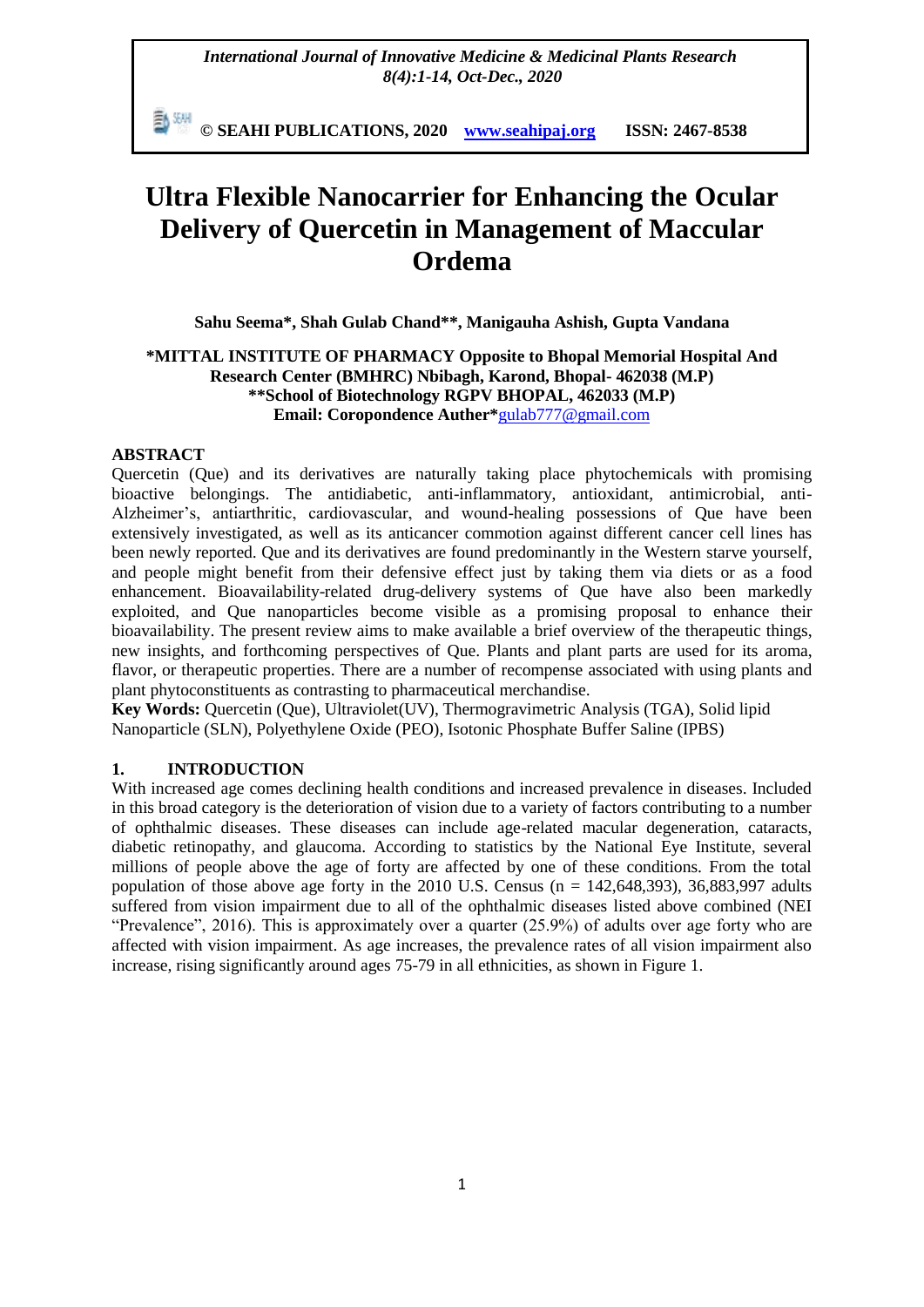# Ultra Flexible Nanocarrier for Enhancing the Ocular Delivery of Quercetin in Management of Maccular Ordema

**Sahu Seema*, Shah Gulab Chand**, Manigauha Ashish, Gupta Vandana**

**\*MITTAL INSTITUTE OF PHARMACY Opposite to Bhopal Memorial Hospital And Research Center (BMHRC) Nbibagh, Karond, Bhopal- 462038 (M.P)**
**\*\*School of Biotechnology RGPV BHOPAL, 462033 (M.P)**
**Email: Coropondence Auther*** gulab777@gmail.com

## ABSTRACT

Quercetin (Que) and its derivatives are naturally taking place phytochemicals with promising bioactive belongings. The antidiabetic, anti-inflammatory, antioxidant, antimicrobial, anti-Alzheimer's, antiarthritic, cardiovascular, and wound-healing possessions of Que have been extensively investigated, as well as its anticancer commotion against different cancer cell lines has been newly reported. Que and its derivatives are found predominantly in the Western starve yourself, and people might benefit from their defensive effect just by taking them via diets or as a food enhancement. Bioavailability-related drug-delivery systems of Que have also been markedly exploited, and Que nanoparticles become visible as a promising proposal to enhance their bioavailability. The present review aims to make available a brief overview of the therapeutic things, new insights, and forthcoming perspectives of Que. Plants and plant parts are used for its aroma, flavor, or therapeutic properties. There are a number of recompense associated with using plants and plant phytoconstituents as contrasting to pharmaceutical merchandise.

**Key Words:** Quercetin (Que), Ultraviolet(UV), Thermogravimetric Analysis (TGA), Solid lipid Nanoparticle (SLN), Polyethylene Oxide (PEO), Isotonic Phosphate Buffer Saline (IPBS)

## 1. INTRODUCTION

With increased age comes declining health conditions and increased prevalence in diseases. Included in this broad category is the deterioration of vision due to a variety of factors contributing to a number of ophthalmic diseases. These diseases can include age-related macular degeneration, cataracts, diabetic retinopathy, and glaucoma. According to statistics by the National Eye Institute, several millions of people above the age of forty are affected by one of these conditions. From the total population of those above age forty in the 2010 U.S. Census (n = 142,648,393), 36,883,997 adults suffered from vision impairment due to all of the ophthalmic diseases listed above combined (NEI "Prevalence", 2016). This is approximately over a quarter (25.9%) of adults over age forty who are affected with vision impairment. As age increases, the prevalence rates of all vision impairment also increase, rising significantly around ages 75-79 in all ethnicities, as shown in Figure 1.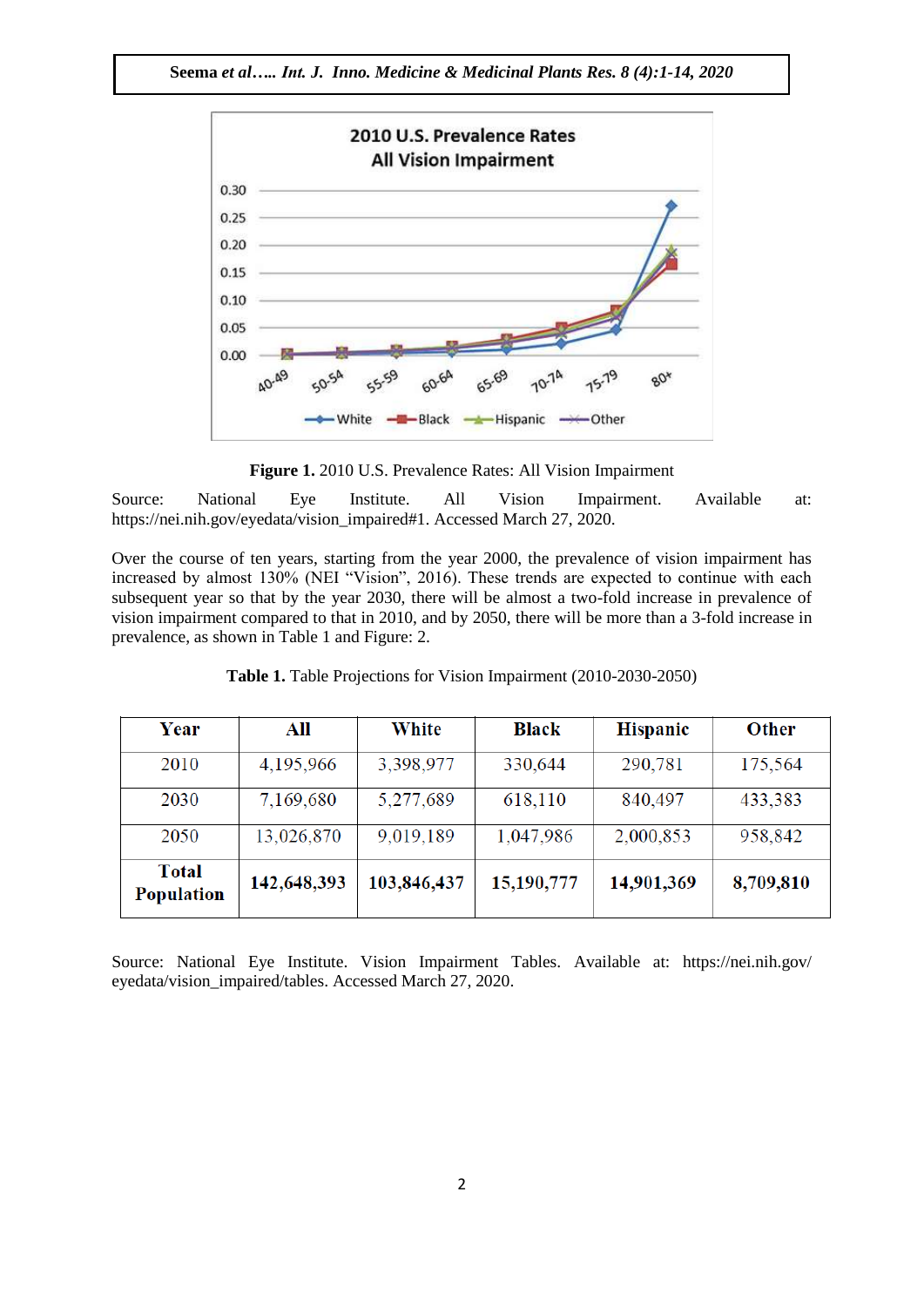**Figure 1.** 2010 U.S. Prevalence Rates: All Vision Impairment

Source: National Eye Institute. All Vision Impairment. Available at: https://nei.nih.gov/eyedata/vision_impaired#1. Accessed March 27, 2020.

Over the course of ten years, starting from the year 2000, the prevalence of vision impairment has increased by almost 130% (NEI "Vision", 2016). These trends are expected to continue with each subsequent year so that by the year 2030, there will be almost a two-fold increase in prevalence of vision impairment compared to that in 2010, and by 2050, there will be more than a 3-fold increase in prevalence, as shown in Table 1 and Figure: 2.

**Table 1.** Table Projections for Vision Impairment (2010-2030-2050)

| Year | All | White | Black | Hispanic | Other |
|---|---|---|---|---|---|
| 2010 | 4,195,966 | 3,398,977 | 330,644 | 290,781 | 175,564 |
| 2030 | 7,169,680 | 5,277,689 | 618,110 | 840,497 | 433,383 |
| 2050 | 13,026,870 | 9,019,189 | 1,047,986 | 2,000,853 | 958,842 |
| **Total Population** | **142,648,393** | **103,846,437** | **15,190,777** | **14,901,369** | **8,709,810** |

Source: National Eye Institute. Vision Impairment Tables. Available at: https://nei.nih.gov/eyedata/vision_impaired/tables. Accessed March 27, 2020.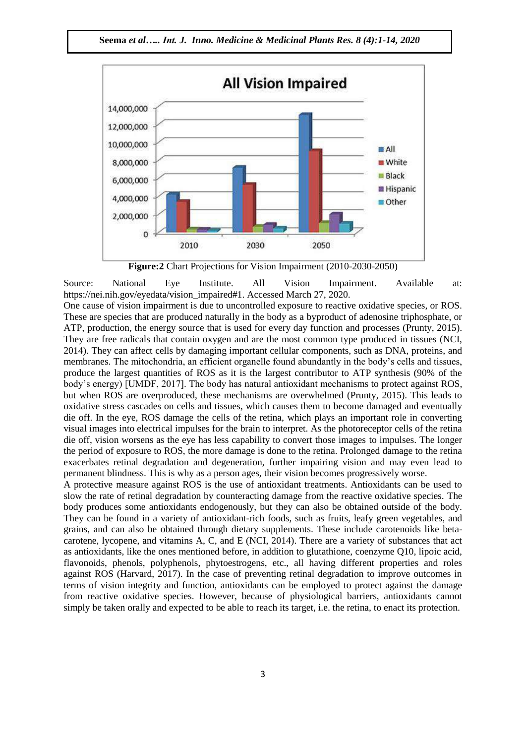**Figure:2** Chart Projections for Vision Impairment (2010-2030-2050)

Source: National Eye Institute. All Vision Impairment. Available at: https://nei.nih.gov/eyedata/vision_impaired#1. Accessed March 27, 2020.

One cause of vision impairment is due to uncontrolled exposure to reactive oxidative species, or ROS. These are species that are produced naturally in the body as a byproduct of adenosine triphosphate, or ATP, production, the energy source that is used for every day function and processes (Prunty, 2015). They are free radicals that contain oxygen and are the most common type produced in tissues (NCI, 2014). They can affect cells by damaging important cellular components, such as DNA, proteins, and membranes. The mitochondria, an efficient organelle found abundantly in the body's cells and tissues, produce the largest quantities of ROS as it is the largest contributor to ATP synthesis (90% of the body's energy) [UMDF, 2017]. The body has natural antioxidant mechanisms to protect against ROS, but when ROS are overproduced, these mechanisms are overwhelmed (Prunty, 2015). This leads to oxidative stress cascades on cells and tissues, which causes them to become damaged and eventually die off. In the eye, ROS damage the cells of the retina, which plays an important role in converting visual images into electrical impulses for the brain to interpret. As the photoreceptor cells of the retina die off, vision worsens as the eye has less capability to convert those images to impulses. The longer the period of exposure to ROS, the more damage is done to the retina. Prolonged damage to the retina exacerbates retinal degradation and degeneration, further impairing vision and may even lead to permanent blindness. This is why as a person ages, their vision becomes progressively worse.

A protective measure against ROS is the use of antioxidant treatments. Antioxidants can be used to slow the rate of retinal degradation by counteracting damage from the reactive oxidative species. The body produces some antioxidants endogenously, but they can also be obtained outside of the body. They can be found in a variety of antioxidant-rich foods, such as fruits, leafy green vegetables, and grains, and can also be obtained through dietary supplements. These include carotenoids like beta-carotene, lycopene, and vitamins A, C, and E (NCI, 2014). There are a variety of substances that act as antioxidants, like the ones mentioned before, in addition to glutathione, coenzyme Q10, lipoic acid, flavonoids, phenols, polyphenols, phytoestrogens, etc., all having different properties and roles against ROS (Harvard, 2017). In the case of preventing retinal degradation to improve outcomes in terms of vision integrity and function, antioxidants can be employed to protect against the damage from reactive oxidative species. However, because of physiological barriers, antioxidants cannot simply be taken orally and expected to be able to reach its target, i.e. the retina, to enact its protection.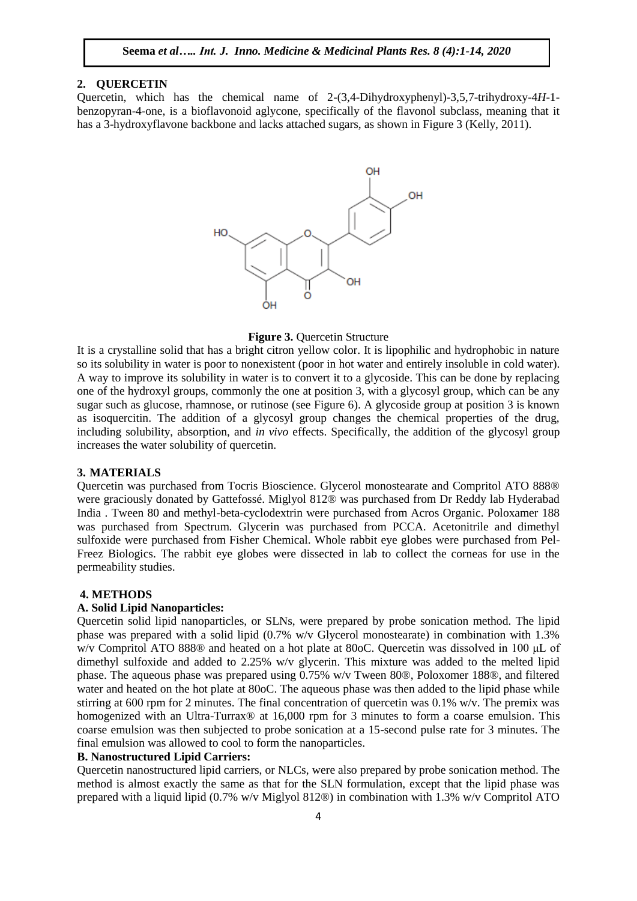## 2. QUERCETIN

Quercetin, which has the chemical name of 2-(3,4-Dihydroxyphenyl)-3,5,7-trihydroxy-4*H*-1-benzopyran-4-one, is a bioflavonoid aglycone, specifically of the flavonol subclass, meaning that it has a 3-hydroxyflavone backbone and lacks attached sugars, as shown in Figure 3 (Kelly, 2011).

**Figure 3.** Quercetin Structure

It is a crystalline solid that has a bright citron yellow color. It is lipophilic and hydrophobic in nature so its solubility in water is poor to nonexistent (poor in hot water and entirely insoluble in cold water). A way to improve its solubility in water is to convert it to a glycoside. This can be done by replacing one of the hydroxyl groups, commonly the one at position 3, with a glycosyl group, which can be any sugar such as glucose, rhamnose, or rutinose (see Figure 6). A glycoside group at position 3 is known as isoquercitin. The addition of a glycosyl group changes the chemical properties of the drug, including solubility, absorption, and *in vivo* effects. Specifically, the addition of the glycosyl group increases the water solubility of quercetin.

## 3. MATERIALS

Quercetin was purchased from Tocris Bioscience. Glycerol monostearate and Compritol ATO 888® were graciously donated by Gattefossé. Miglyol 812® was purchased from Dr Reddy lab Hyderabad India . Tween 80 and methyl-beta-cyclodextrin were purchased from Acros Organic. Poloxamer 188 was purchased from Spectrum. Glycerin was purchased from PCCA. Acetonitrile and dimethyl sulfoxide were purchased from Fisher Chemical. Whole rabbit eye globes were purchased from Pel-Freez Biologics. The rabbit eye globes were dissected in lab to collect the corneas for use in the permeability studies.

## 4. METHODS

### A. Solid Lipid Nanoparticles:

Quercetin solid lipid nanoparticles, or SLNs, were prepared by probe sonication method. The lipid phase was prepared with a solid lipid (0.7% w/v Glycerol monostearate) in combination with 1.3% w/v Compritol ATO 888® and heated on a hot plate at 80oC. Quercetin was dissolved in 100 μL of dimethyl sulfoxide and added to 2.25% w/v glycerin. This mixture was added to the melted lipid phase. The aqueous phase was prepared using 0.75% w/v Tween 80®, Poloxomer 188®, and filtered water and heated on the hot plate at 80oC. The aqueous phase was then added to the lipid phase while stirring at 600 rpm for 2 minutes. The final concentration of quercetin was 0.1% w/v. The premix was homogenized with an Ultra-Turrax® at 16,000 rpm for 3 minutes to form a coarse emulsion. This coarse emulsion was then subjected to probe sonication at a 15-second pulse rate for 3 minutes. The final emulsion was allowed to cool to form the nanoparticles.

### B. Nanostructured Lipid Carriers:

Quercetin nanostructured lipid carriers, or NLCs, were also prepared by probe sonication method. The method is almost exactly the same as that for the SLN formulation, except that the lipid phase was prepared with a liquid lipid (0.7% w/v Miglyol 812®) in combination with 1.3% w/v Compritol ATO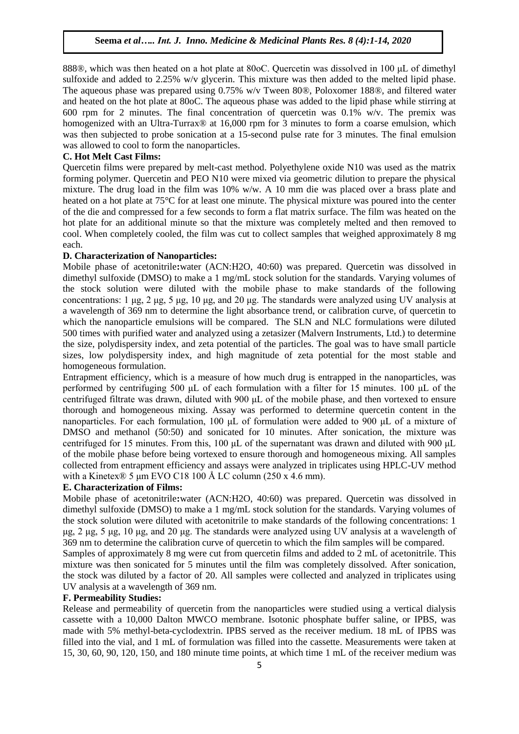888®, which was then heated on a hot plate at 80oC. Quercetin was dissolved in 100 μL of dimethyl sulfoxide and added to 2.25% w/v glycerin. This mixture was then added to the melted lipid phase. The aqueous phase was prepared using 0.75% w/v Tween 80®, Poloxomer 188®, and filtered water and heated on the hot plate at 80oC. The aqueous phase was added to the lipid phase while stirring at 600 rpm for 2 minutes. The final concentration of quercetin was 0.1% w/v. The premix was homogenized with an Ultra-Turrax® at 16,000 rpm for 3 minutes to form a coarse emulsion, which was then subjected to probe sonication at a 15-second pulse rate for 3 minutes. The final emulsion was allowed to cool to form the nanoparticles.

**C. Hot Melt Cast Films:**

Quercetin films were prepared by melt-cast method. Polyethylene oxide N10 was used as the matrix forming polymer. Quercetin and PEO N10 were mixed via geometric dilution to prepare the physical mixture. The drug load in the film was 10% w/w. A 10 mm die was placed over a brass plate and heated on a hot plate at 75°C for at least one minute. The physical mixture was poured into the center of the die and compressed for a few seconds to form a flat matrix surface. The film was heated on the hot plate for an additional minute so that the mixture was completely melted and then removed to cool. When completely cooled, the film was cut to collect samples that weighed approximately 8 mg each.

**D. Characterization of Nanoparticles:**

Mobile phase of acetonitrile**:**water (ACN:H2O, 40:60) was prepared. Quercetin was dissolved in dimethyl sulfoxide (DMSO) to make a 1 mg/mL stock solution for the standards. Varying volumes of the stock solution were diluted with the mobile phase to make standards of the following concentrations: 1 μg, 2 μg, 5 μg, 10 μg, and 20 μg. The standards were analyzed using UV analysis at a wavelength of 369 nm to determine the light absorbance trend, or calibration curve, of quercetin to which the nanoparticle emulsions will be compared. The SLN and NLC formulations were diluted 500 times with purified water and analyzed using a zetasizer (Malvern Instruments, Ltd.) to determine the size, polydispersity index, and zeta potential of the particles. The goal was to have small particle sizes, low polydispersity index, and high magnitude of zeta potential for the most stable and homogeneous formulation.

Entrapment efficiency, which is a measure of how much drug is entrapped in the nanoparticles, was performed by centrifuging 500 μL of each formulation with a filter for 15 minutes. 100 μL of the centrifuged filtrate was drawn, diluted with 900 μL of the mobile phase, and then vortexed to ensure thorough and homogeneous mixing. Assay was performed to determine quercetin content in the nanoparticles. For each formulation, 100 μL of formulation were added to 900 μL of a mixture of DMSO and methanol (50:50) and sonicated for 10 minutes. After sonication, the mixture was centrifuged for 15 minutes. From this, 100 μL of the supernatant was drawn and diluted with 900 μL of the mobile phase before being vortexed to ensure thorough and homogeneous mixing. All samples collected from entrapment efficiency and assays were analyzed in triplicates using HPLC-UV method with a Kinetex® 5 μm EVO C18 100 Å LC column (250 x 4.6 mm).

**E. Characterization of Films:**

Mobile phase of acetonitrile**:**water (ACN:H2O, 40:60) was prepared. Quercetin was dissolved in dimethyl sulfoxide (DMSO) to make a 1 mg/mL stock solution for the standards. Varying volumes of the stock solution were diluted with acetonitrile to make standards of the following concentrations: 1 μg, 2 μg, 5 μg, 10 μg, and 20 μg. The standards were analyzed using UV analysis at a wavelength of 369 nm to determine the calibration curve of quercetin to which the film samples will be compared.

Samples of approximately 8 mg were cut from quercetin films and added to 2 mL of acetonitrile. This mixture was then sonicated for 5 minutes until the film was completely dissolved. After sonication, the stock was diluted by a factor of 20. All samples were collected and analyzed in triplicates using UV analysis at a wavelength of 369 nm.

**F. Permeability Studies:**

Release and permeability of quercetin from the nanoparticles were studied using a vertical dialysis cassette with a 10,000 Dalton MWCO membrane. Isotonic phosphate buffer saline, or IPBS, was made with 5% methyl-beta-cyclodextrin. IPBS served as the receiver medium. 18 mL of IPBS was filled into the vial, and 1 mL of formulation was filled into the cassette. Measurements were taken at 15, 30, 60, 90, 120, 150, and 180 minute time points, at which time 1 mL of the receiver medium was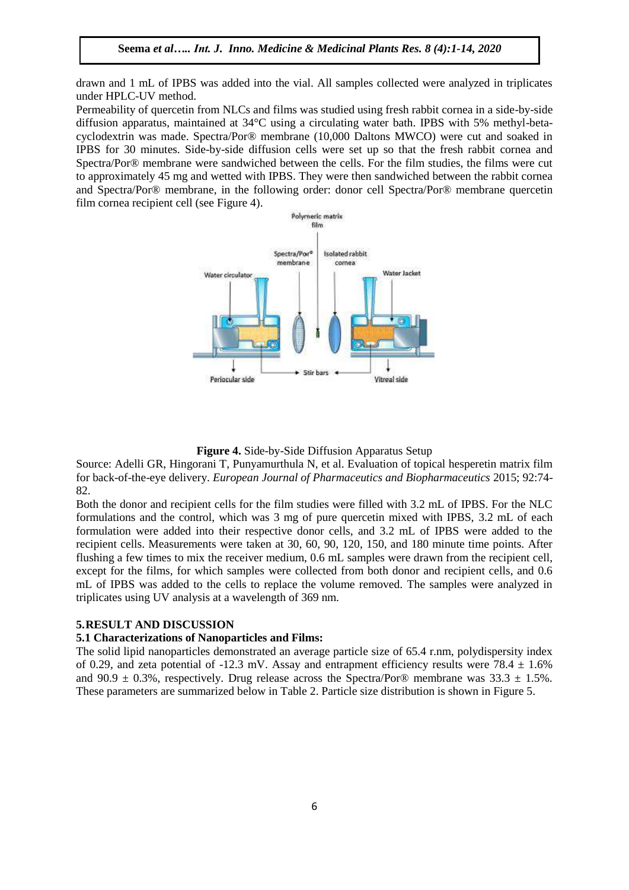drawn and 1 mL of IPBS was added into the vial. All samples collected were analyzed in triplicates under HPLC-UV method.

Permeability of quercetin from NLCs and films was studied using fresh rabbit cornea in a side-by-side diffusion apparatus, maintained at 34°C using a circulating water bath. IPBS with 5% methyl-beta-cyclodextrin was made. Spectra/Por® membrane (10,000 Daltons MWCO) were cut and soaked in IPBS for 30 minutes. Side-by-side diffusion cells were set up so that the fresh rabbit cornea and Spectra/Por® membrane were sandwiched between the cells. For the film studies, the films were cut to approximately 45 mg and wetted with IPBS. They were then sandwiched between the rabbit cornea and Spectra/Por® membrane, in the following order: donor cell Spectra/Por® membrane quercetin film cornea recipient cell (see Figure 4).

**Figure 4.** Side-by-Side Diffusion Apparatus Setup

Source: Adelli GR, Hingorani T, Punyamurthula N, et al. Evaluation of topical hesperetin matrix film for back-of-the-eye delivery. *European Journal of Pharmaceutics and Biopharmaceutics* 2015; 92:74-82.

Both the donor and recipient cells for the film studies were filled with 3.2 mL of IPBS. For the NLC formulations and the control, which was 3 mg of pure quercetin mixed with IPBS, 3.2 mL of each formulation were added into their respective donor cells, and 3.2 mL of IPBS were added to the recipient cells. Measurements were taken at 30, 60, 90, 120, 150, and 180 minute time points. After flushing a few times to mix the receiver medium, 0.6 mL samples were drawn from the recipient cell, except for the films, for which samples were collected from both donor and recipient cells, and 0.6 mL of IPBS was added to the cells to replace the volume removed. The samples were analyzed in triplicates using UV analysis at a wavelength of 369 nm.

## 5. RESULT AND DISCUSSION

### 5.1 Characterizations of Nanoparticles and Films:

The solid lipid nanoparticles demonstrated an average particle size of 65.4 r.nm, polydispersity index of 0.29, and zeta potential of -12.3 mV. Assay and entrapment efficiency results were 78.4 ± 1.6% and 90.9 ± 0.3%, respectively. Drug release across the Spectra/Por® membrane was 33.3 ± 1.5%. These parameters are summarized below in Table 2. Particle size distribution is shown in Figure 5.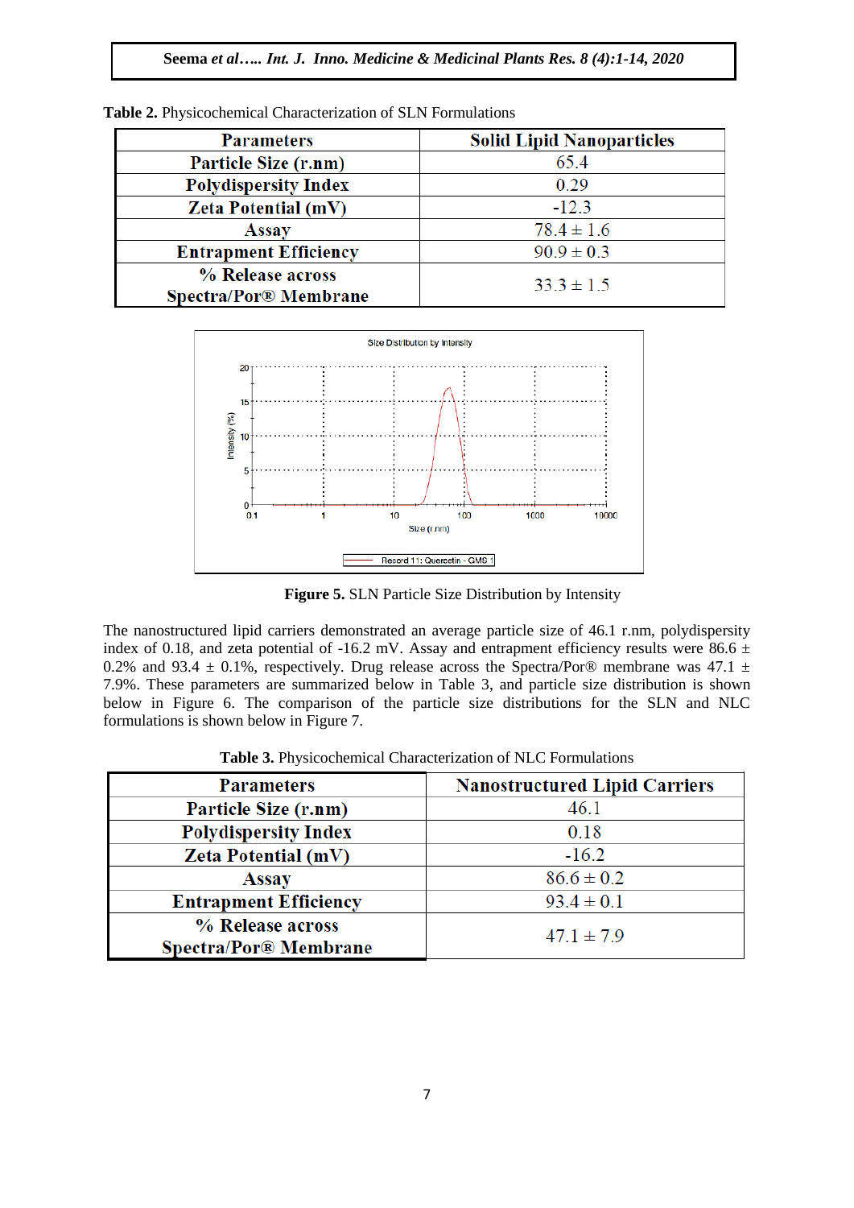**Table 2.** Physicochemical Characterization of SLN Formulations

| Parameters | Solid Lipid Nanoparticles |
|---|---|
| Particle Size (r.nm) | 65.4 |
| Polydispersity Index | 0.29 |
| Zeta Potential (mV) | -12.3 |
| Assay | 78.4 ± 1.6 |
| Entrapment Efficiency | 90.9 ± 0.3 |
| % Release across Spectra/Por® Membrane | 33.3 ± 1.5 |

**Figure 5.** SLN Particle Size Distribution by Intensity

The nanostructured lipid carriers demonstrated an average particle size of 46.1 r.nm, polydispersity index of 0.18, and zeta potential of -16.2 mV. Assay and entrapment efficiency results were 86.6 ± 0.2% and 93.4 ± 0.1%, respectively. Drug release across the Spectra/Por® membrane was 47.1 ± 7.9%. These parameters are summarized below in Table 3, and particle size distribution is shown below in Figure 6. The comparison of the particle size distributions for the SLN and NLC formulations is shown below in Figure 7.

**Table 3.** Physicochemical Characterization of NLC Formulations

| Parameters | Nanostructured Lipid Carriers |
|---|---|
| Particle Size (r.nm) | 46.1 |
| Polydispersity Index | 0.18 |
| Zeta Potential (mV) | -16.2 |
| Assay | 86.6 ± 0.2 |
| Entrapment Efficiency | 93.4 ± 0.1 |
| % Release across Spectra/Por® Membrane | 47.1 ± 7.9 |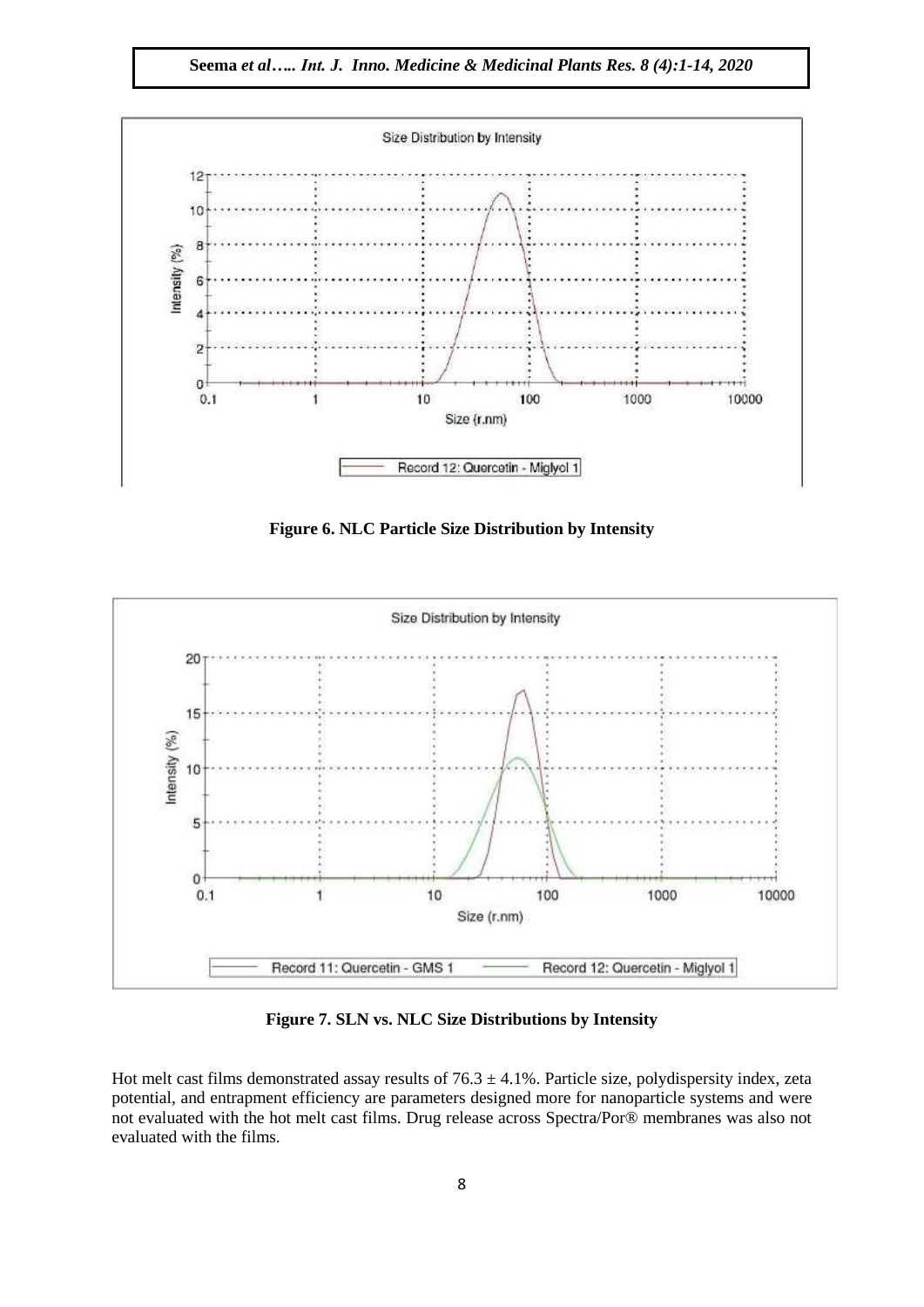Figure 6. NLC Particle Size Distribution by Intensity

Figure 7. SLN vs. NLC Size Distributions by Intensity

Hot melt cast films demonstrated assay results of $76.3 \pm 4.1\%$. Particle size, polydispersity index, zeta potential, and entrapment efficiency are parameters designed more for nanoparticle systems and were not evaluated with the hot melt cast films. Drug release across Spectra/Por® membranes was also not evaluated with the films.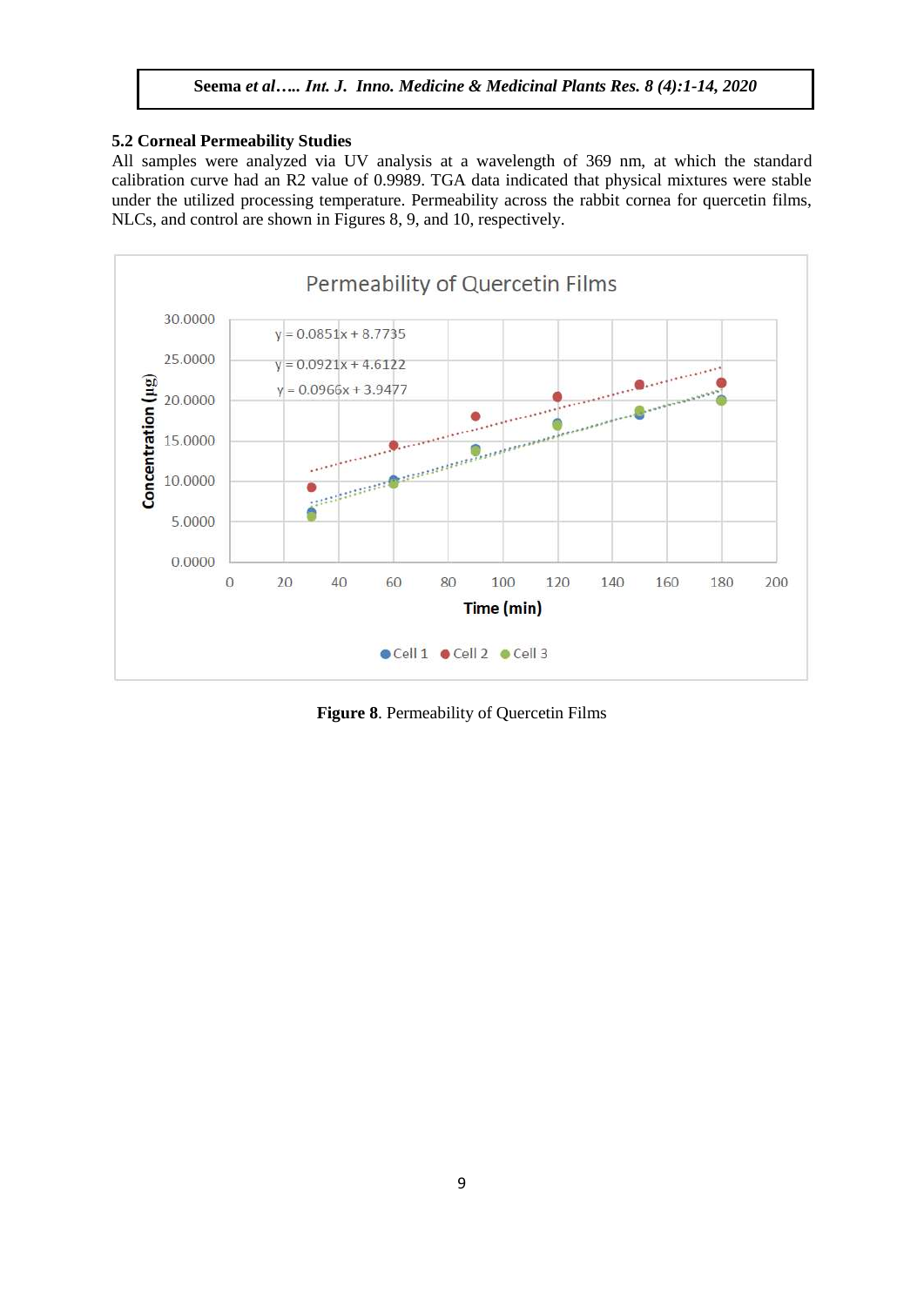### 5.2 Corneal Permeability Studies

All samples were analyzed via UV analysis at a wavelength of 369 nm, at which the standard calibration curve had an R2 value of 0.9989. TGA data indicated that physical mixtures were stable under the utilized processing temperature. Permeability across the rabbit cornea for quercetin films, NLCs, and control are shown in Figures 8, 9, and 10, respectively.

**Figure 8**. Permeability of Quercetin Films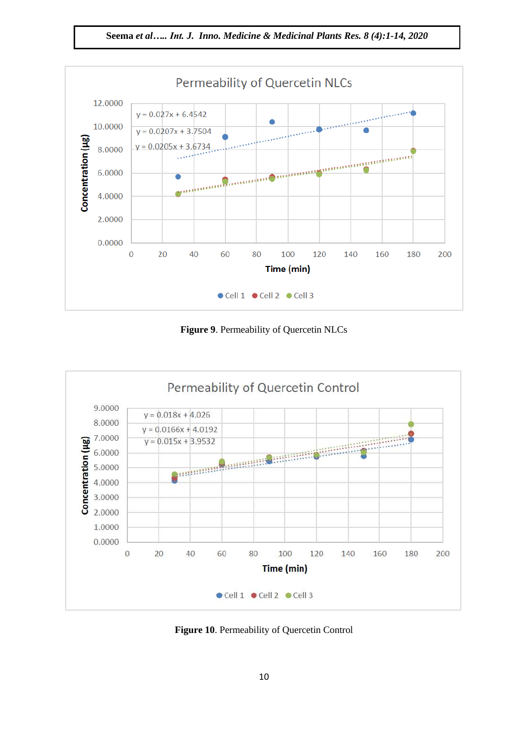**Figure 9**. Permeability of Quercetin NLCs

**Figure 10**. Permeability of Quercetin Control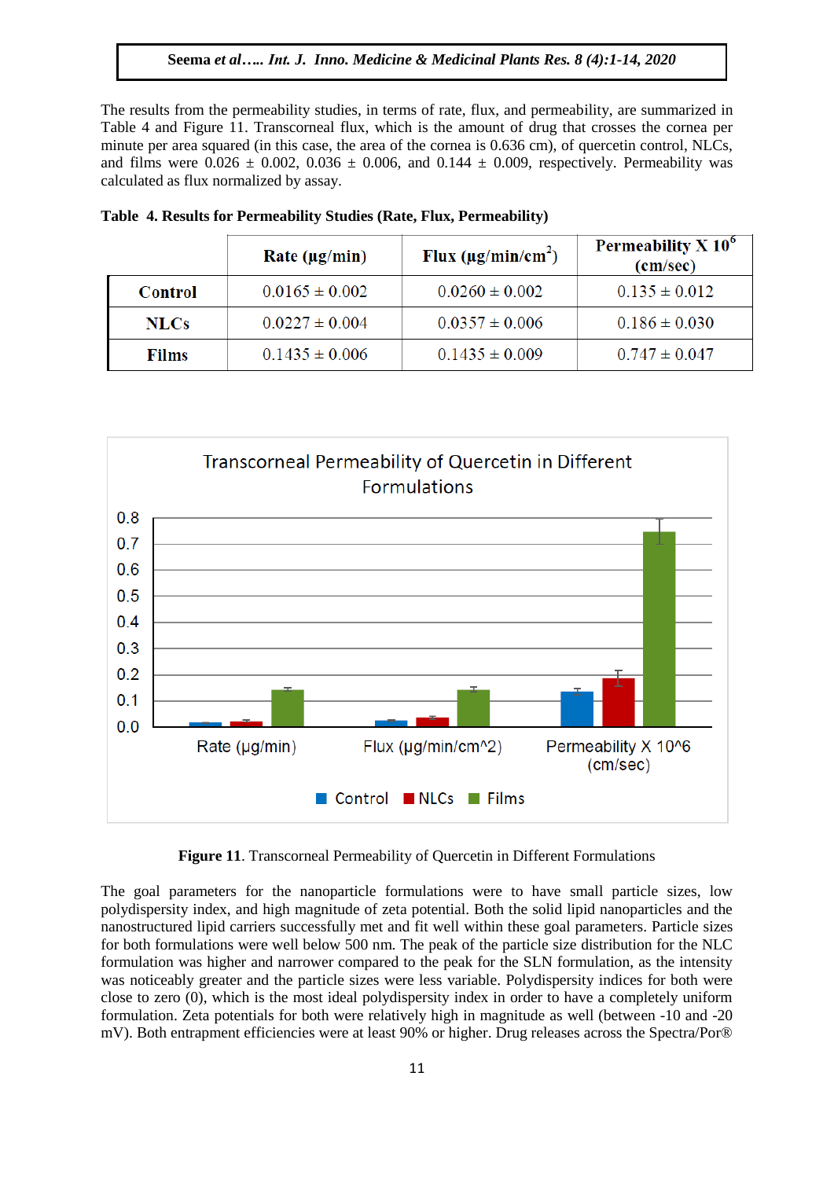The results from the permeability studies, in terms of rate, flux, and permeability, are summarized in Table 4 and Figure 11. Transcorneal flux, which is the amount of drug that crosses the cornea per minute per area squared (in this case, the area of the cornea is 0.636 cm), of quercetin control, NLCs, and films were 0.026 ± 0.002, 0.036 ± 0.006, and 0.144 ± 0.009, respectively. Permeability was calculated as flux normalized by assay.

**Table 4. Results for Permeability Studies (Rate, Flux, Permeability)**

| | Rate (µg/min) | Flux (µg/min/cm$^2$) | Permeability X $10^6$ (cm/sec) |
|---|---|---|---|
| **Control** | 0.0165 ± 0.002 | 0.0260 ± 0.002 | 0.135 ± 0.012 |
| **NLCs** | 0.0227 ± 0.004 | 0.0357 ± 0.006 | 0.186 ± 0.030 |
| **Films** | 0.1435 ± 0.006 | 0.1435 ± 0.009 | 0.747 ± 0.047 |

**Figure 11**. Transcorneal Permeability of Quercetin in Different Formulations

The goal parameters for the nanoparticle formulations were to have small particle sizes, low polydispersity index, and high magnitude of zeta potential. Both the solid lipid nanoparticles and the nanostructured lipid carriers successfully met and fit well within these goal parameters. Particle sizes for both formulations were well below 500 nm. The peak of the particle size distribution for the NLC formulation was higher and narrower compared to the peak for the SLN formulation, as the intensity was noticeably greater and the particle sizes were less variable. Polydispersity indices for both were close to zero (0), which is the most ideal polydispersity index in order to have a completely uniform formulation. Zeta potentials for both were relatively high in magnitude as well (between -10 and -20 mV). Both entrapment efficiencies were at least 90% or higher. Drug releases across the Spectra/Por®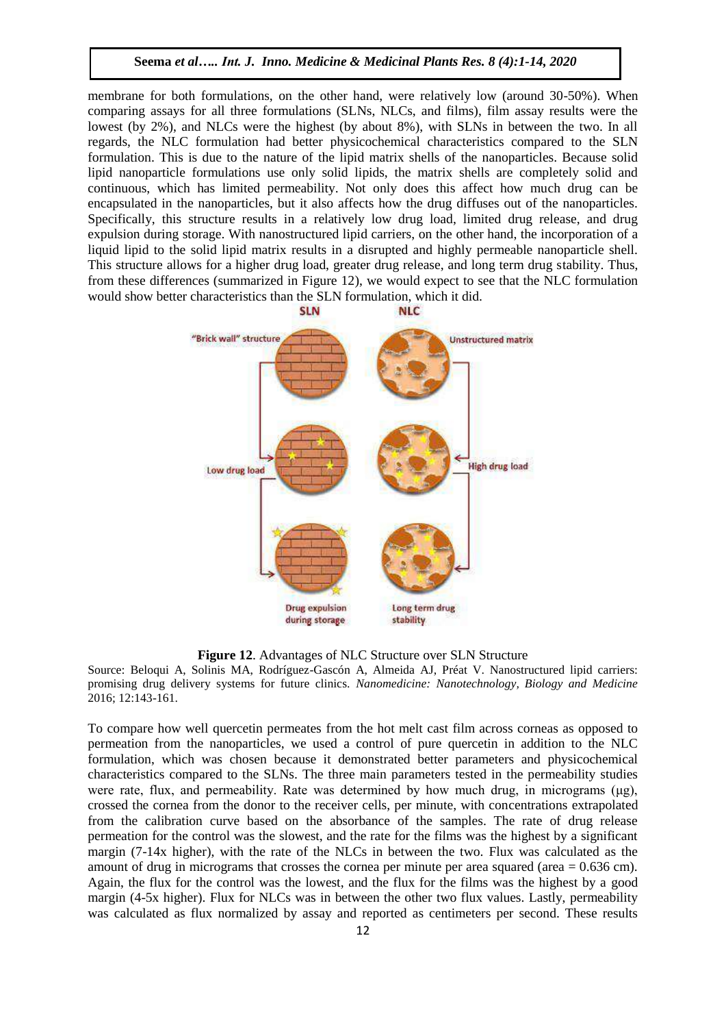membrane for both formulations, on the other hand, were relatively low (around 30-50%). When comparing assays for all three formulations (SLNs, NLCs, and films), film assay results were the lowest (by 2%), and NLCs were the highest (by about 8%), with SLNs in between the two. In all regards, the NLC formulation had better physicochemical characteristics compared to the SLN formulation. This is due to the nature of the lipid matrix shells of the nanoparticles. Because solid lipid nanoparticle formulations use only solid lipids, the matrix shells are completely solid and continuous, which has limited permeability. Not only does this affect how much drug can be encapsulated in the nanoparticles, but it also affects how the drug diffuses out of the nanoparticles. Specifically, this structure results in a relatively low drug load, limited drug release, and drug expulsion during storage. With nanostructured lipid carriers, on the other hand, the incorporation of a liquid lipid to the solid lipid matrix results in a disrupted and highly permeable nanoparticle shell. This structure allows for a higher drug load, greater drug release, and long term drug stability. Thus, from these differences (summarized in Figure 12), we would expect to see that the NLC formulation would show better characteristics than the SLN formulation, which it did.

**Figure 12**. Advantages of NLC Structure over SLN Structure

Source: Beloqui A, Solinis MA, Rodríguez-Gascón A, Almeida AJ, Préat V. Nanostructured lipid carriers: promising drug delivery systems for future clinics. *Nanomedicine: Nanotechnology, Biology and Medicine* 2016; 12:143-161.

To compare how well quercetin permeates from the hot melt cast film across corneas as opposed to permeation from the nanoparticles, we used a control of pure quercetin in addition to the NLC formulation, which was chosen because it demonstrated better parameters and physicochemical characteristics compared to the SLNs. The three main parameters tested in the permeability studies were rate, flux, and permeability. Rate was determined by how much drug, in micrograms (μg), crossed the cornea from the donor to the receiver cells, per minute, with concentrations extrapolated from the calibration curve based on the absorbance of the samples. The rate of drug release permeation for the control was the slowest, and the rate for the films was the highest by a significant margin (7-14x higher), with the rate of the NLCs in between the two. Flux was calculated as the amount of drug in micrograms that crosses the cornea per minute per area squared (area = 0.636 cm). Again, the flux for the control was the lowest, and the flux for the films was the highest by a good margin (4-5x higher). Flux for NLCs was in between the other two flux values. Lastly, permeability was calculated as flux normalized by assay and reported as centimeters per second. These results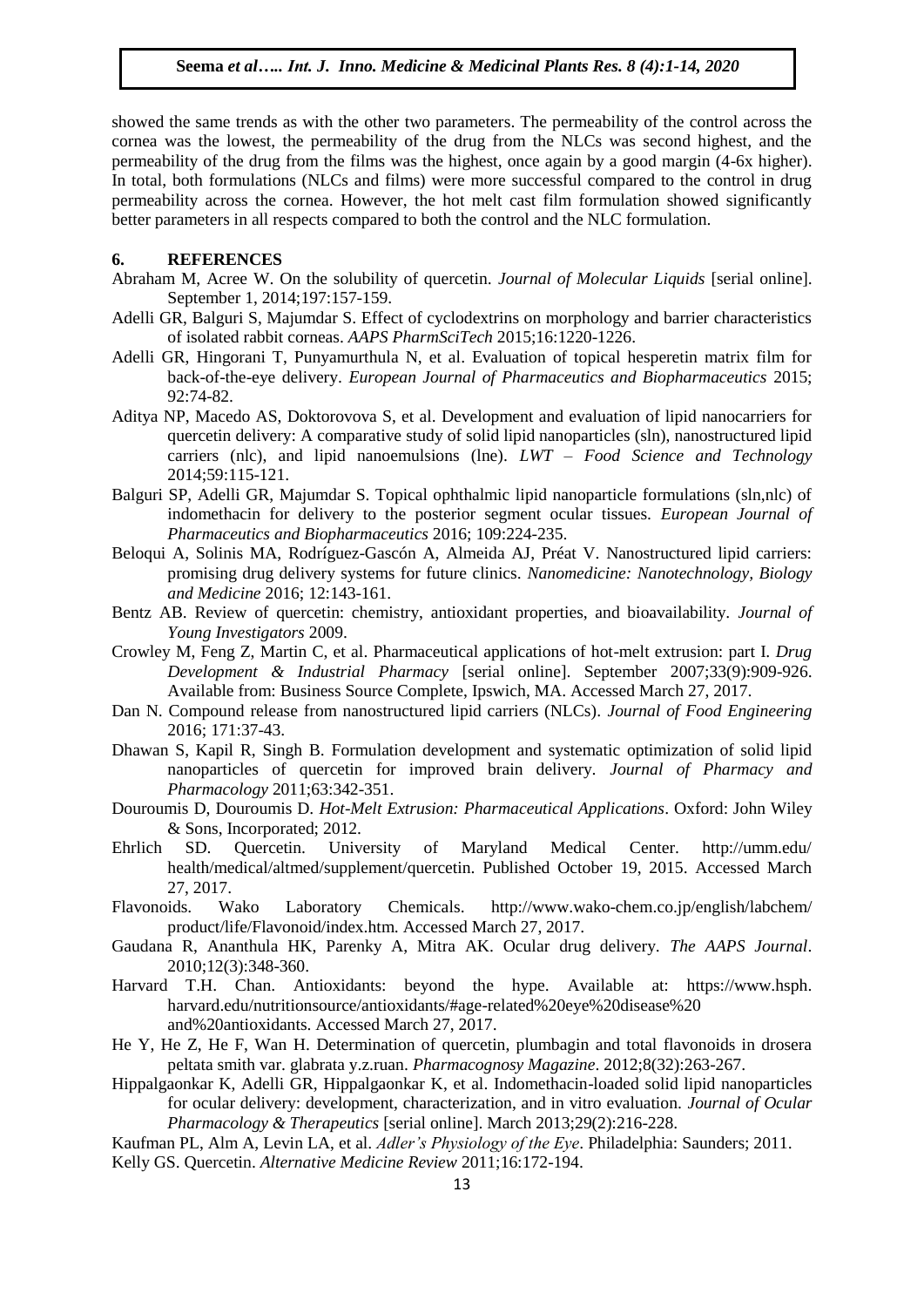showed the same trends as with the other two parameters. The permeability of the control across the cornea was the lowest, the permeability of the drug from the NLCs was second highest, and the permeability of the drug from the films was the highest, once again by a good margin (4-6x higher). In total, both formulations (NLCs and films) were more successful compared to the control in drug permeability across the cornea. However, the hot melt cast film formulation showed significantly better parameters in all respects compared to both the control and the NLC formulation.

## 6. REFERENCES

Abraham M, Acree W. On the solubility of quercetin. *Journal of Molecular Liquids* [serial online]. September 1, 2014;197:157-159.

Adelli GR, Balguri S, Majumdar S. Effect of cyclodextrins on morphology and barrier characteristics of isolated rabbit corneas. *AAPS PharmSciTech* 2015;16:1220-1226.

Adelli GR, Hingorani T, Punyamurthula N, et al. Evaluation of topical hesperetin matrix film for back-of-the-eye delivery. *European Journal of Pharmaceutics and Biopharmaceutics* 2015; 92:74-82.

Aditya NP, Macedo AS, Doktorovova S, et al. Development and evaluation of lipid nanocarriers for quercetin delivery: A comparative study of solid lipid nanoparticles (sln), nanostructured lipid carriers (nlc), and lipid nanoemulsions (lne). *LWT – Food Science and Technology* 2014;59:115-121.

Balguri SP, Adelli GR, Majumdar S. Topical ophthalmic lipid nanoparticle formulations (sln,nlc) of indomethacin for delivery to the posterior segment ocular tissues. *European Journal of Pharmaceutics and Biopharmaceutics* 2016; 109:224-235.

Beloqui A, Solinis MA, Rodríguez-Gascón A, Almeida AJ, Préat V. Nanostructured lipid carriers: promising drug delivery systems for future clinics. *Nanomedicine: Nanotechnology, Biology and Medicine* 2016; 12:143-161.

Bentz AB. Review of quercetin: chemistry, antioxidant properties, and bioavailability. *Journal of Young Investigators* 2009.

Crowley M, Feng Z, Martin C, et al. Pharmaceutical applications of hot-melt extrusion: part I. *Drug Development & Industrial Pharmacy* [serial online]. September 2007;33(9):909-926. Available from: Business Source Complete, Ipswich, MA. Accessed March 27, 2017.

Dan N. Compound release from nanostructured lipid carriers (NLCs). *Journal of Food Engineering* 2016; 171:37-43.

Dhawan S, Kapil R, Singh B. Formulation development and systematic optimization of solid lipid nanoparticles of quercetin for improved brain delivery. *Journal of Pharmacy and Pharmacology* 2011;63:342-351.

Douroumis D, Douroumis D. *Hot-Melt Extrusion: Pharmaceutical Applications*. Oxford: John Wiley & Sons, Incorporated; 2012.

Ehrlich SD. Quercetin. University of Maryland Medical Center. http://umm.edu/health/medical/altmed/supplement/quercetin. Published October 19, 2015. Accessed March 27, 2017.

Flavonoids. Wako Laboratory Chemicals. http://www.wako-chem.co.jp/english/labchem/product/life/Flavonoid/index.htm. Accessed March 27, 2017.

Gaudana R, Ananthula HK, Parenky A, Mitra AK. Ocular drug delivery. *The AAPS Journal*. 2010;12(3):348-360.

Harvard T.H. Chan. Antioxidants: beyond the hype. Available at: https://www.hsph.harvard.edu/nutritionsource/antioxidants/#age-related%20eye%20disease%20and%20antioxidants. Accessed March 27, 2017.

He Y, He Z, He F, Wan H. Determination of quercetin, plumbagin and total flavonoids in drosera peltata smith var. glabrata y.z.ruan. *Pharmacognosy Magazine*. 2012;8(32):263-267.

Hippalgaonkar K, Adelli GR, Hippalgaonkar K, et al. Indomethacin-loaded solid lipid nanoparticles for ocular delivery: development, characterization, and in vitro evaluation. *Journal of Ocular Pharmacology & Therapeutics* [serial online]. March 2013;29(2):216-228.

Kaufman PL, Alm A, Levin LA, et al. *Adler's Physiology of the Eye*. Philadelphia: Saunders; 2011.

Kelly GS. Quercetin. *Alternative Medicine Review* 2011;16:172-194.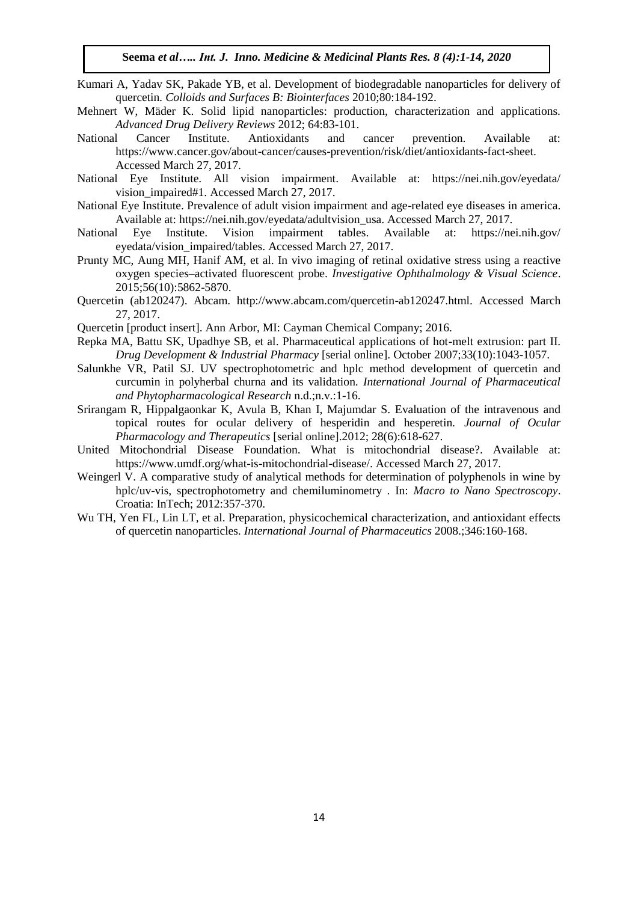Kumari A, Yadav SK, Pakade YB, et al. Development of biodegradable nanoparticles for delivery of quercetin. *Colloids and Surfaces B: Biointerfaces* 2010;80:184-192.

Mehnert W, Mäder K. Solid lipid nanoparticles: production, characterization and applications. *Advanced Drug Delivery Reviews* 2012; 64:83-101.

National Cancer Institute. Antioxidants and cancer prevention. Available at: https://www.cancer.gov/about-cancer/causes-prevention/risk/diet/antioxidants-fact-sheet. Accessed March 27, 2017.

National Eye Institute. All vision impairment. Available at: https://nei.nih.gov/eyedata/vision_impaired#1. Accessed March 27, 2017.

National Eye Institute. Prevalence of adult vision impairment and age-related eye diseases in america. Available at: https://nei.nih.gov/eyedata/adultvision_usa. Accessed March 27, 2017.

National Eye Institute. Vision impairment tables. Available at: https://nei.nih.gov/eyedata/vision_impaired/tables. Accessed March 27, 2017.

Prunty MC, Aung MH, Hanif AM, et al. In vivo imaging of retinal oxidative stress using a reactive oxygen species–activated fluorescent probe. *Investigative Ophthalmology & Visual Science*. 2015;56(10):5862-5870.

Quercetin (ab120247). Abcam. http://www.abcam.com/quercetin-ab120247.html. Accessed March 27, 2017.

Quercetin [product insert]. Ann Arbor, MI: Cayman Chemical Company; 2016.

Repka MA, Battu SK, Upadhye SB, et al. Pharmaceutical applications of hot-melt extrusion: part II. *Drug Development & Industrial Pharmacy* [serial online]. October 2007;33(10):1043-1057.

Salunkhe VR, Patil SJ. UV spectrophotometric and hplc method development of quercetin and curcumin in polyherbal churna and its validation. *International Journal of Pharmaceutical and Phytopharmacological Research* n.d.;n.v.:1-16.

Srirangam R, Hippalgaonkar K, Avula B, Khan I, Majumdar S. Evaluation of the intravenous and topical routes for ocular delivery of hesperidin and hesperetin. *Journal of Ocular Pharmacology and Therapeutics* [serial online].2012; 28(6):618-627.

United Mitochondrial Disease Foundation. What is mitochondrial disease?. Available at: https://www.umdf.org/what-is-mitochondrial-disease/. Accessed March 27, 2017.

Weingerl V. A comparative study of analytical methods for determination of polyphenols in wine by hplc/uv-vis, spectrophotometry and chemiluminometry . In: *Macro to Nano Spectroscopy*. Croatia: InTech; 2012:357-370.

Wu TH, Yen FL, Lin LT, et al. Preparation, physicochemical characterization, and antioxidant effects of quercetin nanoparticles. *International Journal of Pharmaceutics* 2008.;346:160-168.